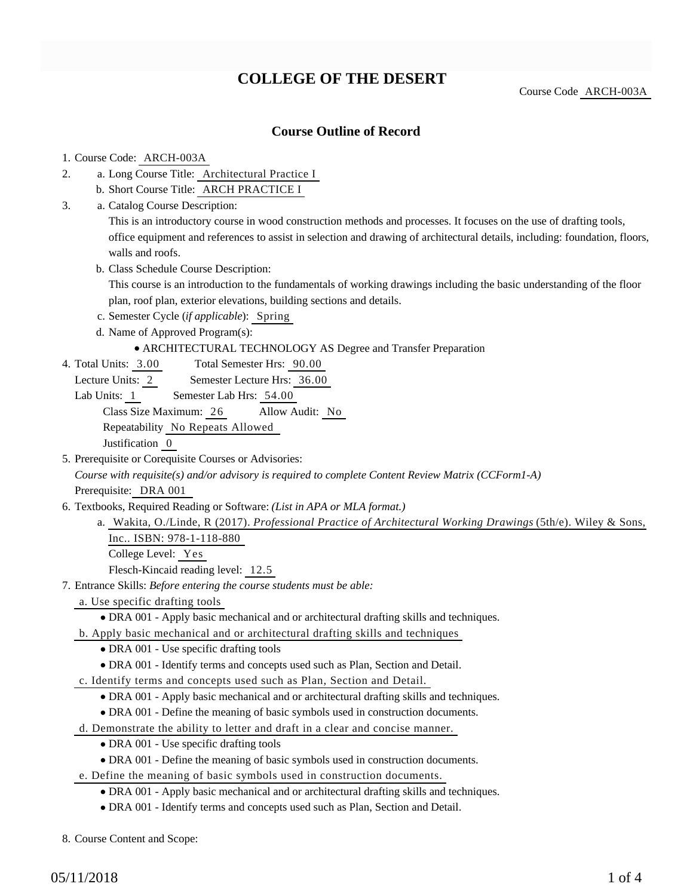# COLLEGE OF THE DESERT

Course Code ARCH-003A

## Course Outline of Record

1. Course Code: ARCH-003A
2. a. Long Course Title: Architectural Practice I
   b. Short Course Title: ARCH PRACTICE I
3. a. Catalog Course Description:
   This is an introductory course in wood construction methods and processes. It focuses on the use of drafting tools, office equipment and references to assist in selection and drawing of architectural details, including: foundation, floors, walls and roofs.
   b. Class Schedule Course Description:
   This course is an introduction to the fundamentals of working drawings including the basic understanding of the floor plan, roof plan, exterior elevations, building sections and details.
   c. Semester Cycle (*if applicable*): Spring
   d. Name of Approved Program(s):
      - ARCHITECTURAL TECHNOLOGY AS Degree and Transfer Preparation
4. Total Units: 3.00 Total Semester Hrs: 90.00
   Lecture Units: 2 Semester Lecture Hrs: 36.00
   Lab Units: 1 Semester Lab Hrs: 54.00
   Class Size Maximum: 26 Allow Audit: No
   Repeatability No Repeats Allowed
   Justification 0
5. Prerequisite or Corequisite Courses or Advisories:
   *Course with requisite(s) and/or advisory is required to complete Content Review Matrix (CCForm1-A)*
   Prerequisite: DRA 001
6. Textbooks, Required Reading or Software: *(List in APA or MLA format.)*
   a. Wakita, O./Linde, R (2017). *Professional Practice of Architectural Working Drawings* (5th/e). Wiley & Sons, Inc.. ISBN: 978-1-118-880
   College Level: Yes
   Flesch-Kincaid reading level: 12.5
7. Entrance Skills: *Before entering the course students must be able:*
   a. Use specific drafting tools
      - DRA 001 - Apply basic mechanical and or architectural drafting skills and techniques.
   b. Apply basic mechanical and or architectural drafting skills and techniques
      - DRA 001 - Use specific drafting tools
      - DRA 001 - Identify terms and concepts used such as Plan, Section and Detail.
   c. Identify terms and concepts used such as Plan, Section and Detail.
      - DRA 001 - Apply basic mechanical and or architectural drafting skills and techniques.
      - DRA 001 - Define the meaning of basic symbols used in construction documents.
   d. Demonstrate the ability to letter and draft in a clear and concise manner.
      - DRA 001 - Use specific drafting tools
      - DRA 001 - Define the meaning of basic symbols used in construction documents.
   e. Define the meaning of basic symbols used in construction documents.
      - DRA 001 - Apply basic mechanical and or architectural drafting skills and techniques.
      - DRA 001 - Identify terms and concepts used such as Plan, Section and Detail.
8. Course Content and Scope: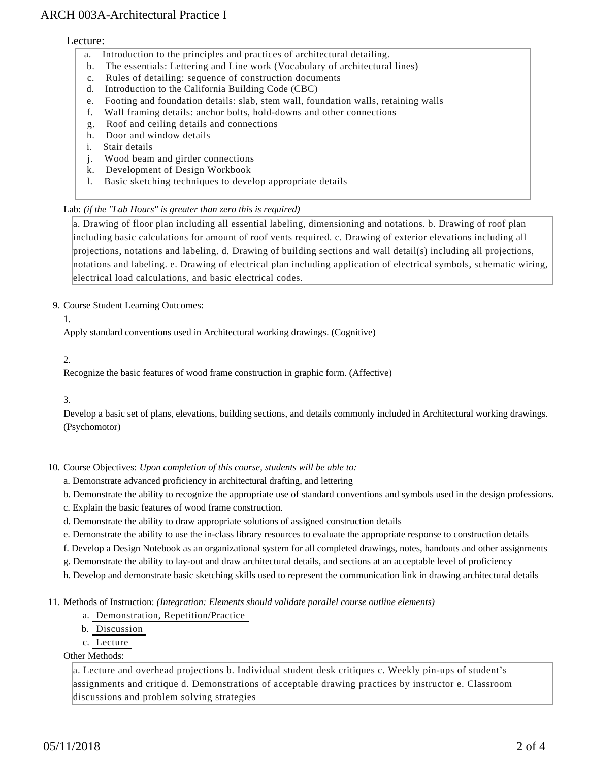Lecture:

a. Introduction to the principles and practices of architectural detailing.
b. The essentials: Lettering and Line work (Vocabulary of architectural lines)
c. Rules of detailing: sequence of construction documents
d. Introduction to the California Building Code (CBC)
e. Footing and foundation details: slab, stem wall, foundation walls, retaining walls
f. Wall framing details: anchor bolts, hold-downs and other connections
g. Roof and ceiling details and connections
h. Door and window details
i. Stair details
j. Wood beam and girder connections
k. Development of Design Workbook
l. Basic sketching techniques to develop appropriate details

Lab: *(if the "Lab Hours" is greater than zero this is required)*

a. Drawing of floor plan including all essential labeling, dimensioning and notations. b. Drawing of roof plan including basic calculations for amount of roof vents required. c. Drawing of exterior elevations including all projections, notations and labeling. d. Drawing of building sections and wall detail(s) including all projections, notations and labeling. e. Drawing of electrical plan including application of electrical symbols, schematic wiring, electrical load calculations, and basic electrical codes.

9. Course Student Learning Outcomes:

1.

Apply standard conventions used in Architectural working drawings. (Cognitive)

2.

Recognize the basic features of wood frame construction in graphic form. (Affective)

3.

Develop a basic set of plans, elevations, building sections, and details commonly included in Architectural working drawings. (Psychomotor)

10. Course Objectives: *Upon completion of this course, students will be able to:*

a. Demonstrate advanced proficiency in architectural drafting, and lettering
b. Demonstrate the ability to recognize the appropriate use of standard conventions and symbols used in the design professions.
c. Explain the basic features of wood frame construction.
d. Demonstrate the ability to draw appropriate solutions of assigned construction details
e. Demonstrate the ability to use the in-class library resources to evaluate the appropriate response to construction details
f. Develop a Design Notebook as an organizational system for all completed drawings, notes, handouts and other assignments
g. Demonstrate the ability to lay-out and draw architectural details, and sections at an acceptable level of proficiency
h. Develop and demonstrate basic sketching skills used to represent the communication link in drawing architectural details

11. Methods of Instruction: *(Integration: Elements should validate parallel course outline elements)*

a. Demonstration, Repetition/Practice
b. Discussion
c. Lecture

Other Methods:

a. Lecture and overhead projections b. Individual student desk critiques c. Weekly pin-ups of student's assignments and critique d. Demonstrations of acceptable drawing practices by instructor e. Classroom discussions and problem solving strategies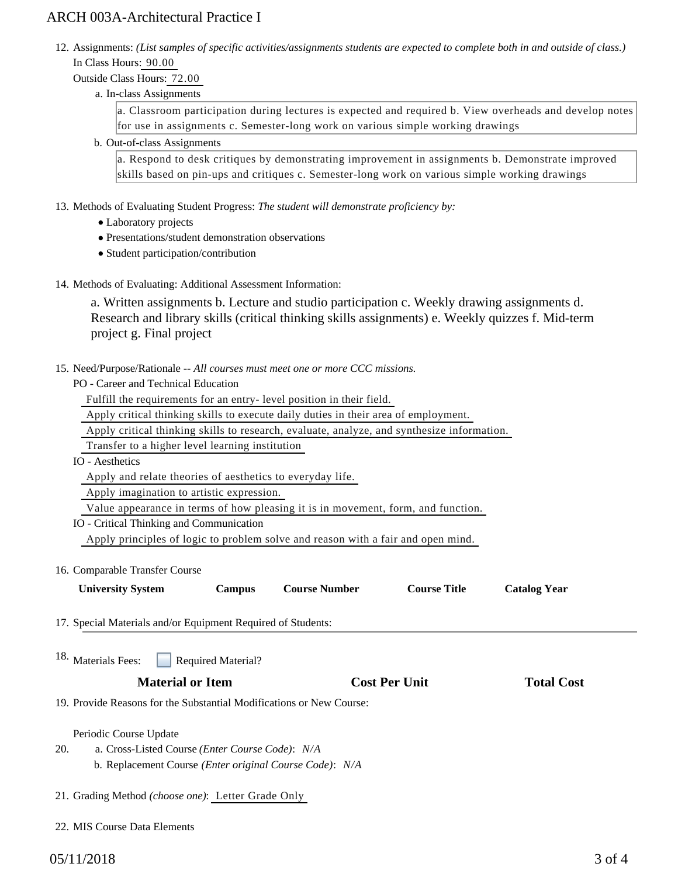12. Assignments: *(List samples of specific activities/assignments students are expected to complete both in and outside of class.)*
    In Class Hours: 90.00
    Outside Class Hours: 72.00
    a. In-class Assignments

    a. Classroom participation during lectures is expected and required b. View overheads and develop notes for use in assignments c. Semester-long work on various simple working drawings

    b. Out-of-class Assignments

    a. Respond to desk critiques by demonstrating improvement in assignments b. Demonstrate improved skills based on pin-ups and critiques c. Semester-long work on various simple working drawings

13. Methods of Evaluating Student Progress: *The student will demonstrate proficiency by:*
    - Laboratory projects
    - Presentations/student demonstration observations
    - Student participation/contribution

14. Methods of Evaluating: Additional Assessment Information:

    a. Written assignments b. Lecture and studio participation c. Weekly drawing assignments d. Research and library skills (critical thinking skills assignments) e. Weekly quizzes f. Mid-term project g. Final project

15. Need/Purpose/Rationale -- *All courses must meet one or more CCC missions.*
    PO - Career and Technical Education
    Fulfill the requirements for an entry- level position in their field.
    Apply critical thinking skills to execute daily duties in their area of employment.
    Apply critical thinking skills to research, evaluate, analyze, and synthesize information.
    Transfer to a higher level learning institution
    IO - Aesthetics
    Apply and relate theories of aesthetics to everyday life.
    Apply imagination to artistic expression.
    Value appearance in terms of how pleasing it is in movement, form, and function.
    IO - Critical Thinking and Communication
    Apply principles of logic to problem solve and reason with a fair and open mind.

16. Comparable Transfer Course

| University System | Campus | Course Number | Course Title | Catalog Year |
|---|---|---|---|---|

17. Special Materials and/or Equipment Required of Students:

18. Materials Fees: ☐ Required Material?

| Material or Item | Cost Per Unit | Total Cost |
|---|---|---|

19. Provide Reasons for the Substantial Modifications or New Course:

    Periodic Course Update

20. a. Cross-Listed Course *(Enter Course Code)*: *N/A*
    b. Replacement Course *(Enter original Course Code)*: *N/A*

21. Grading Method *(choose one)*: Letter Grade Only

22. MIS Course Data Elements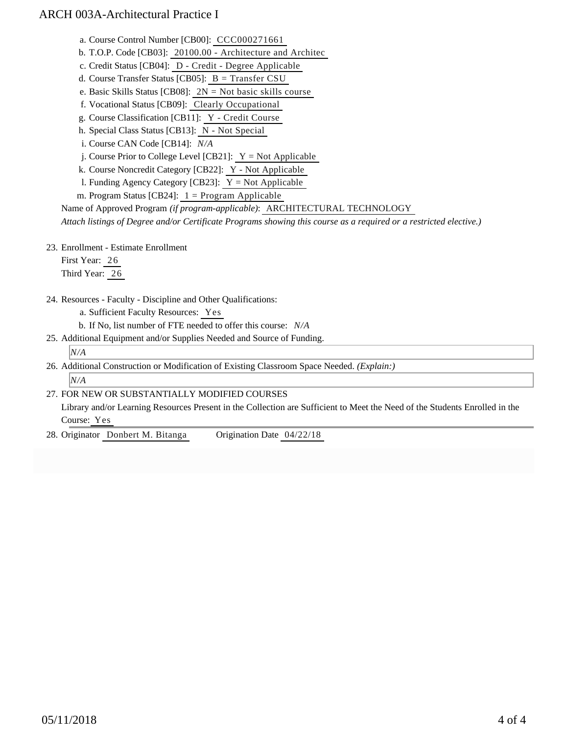a. Course Control Number [CB00]: CCC000271661
b. T.O.P. Code [CB03]: 20100.00 - Architecture and Architec
c. Credit Status [CB04]: D - Credit - Degree Applicable
d. Course Transfer Status [CB05]: B = Transfer CSU
e. Basic Skills Status [CB08]: 2N = Not basic skills course
f. Vocational Status [CB09]: Clearly Occupational
g. Course Classification [CB11]: Y - Credit Course
h. Special Class Status [CB13]: N - Not Special
i. Course CAN Code [CB14]: *N/A*
j. Course Prior to College Level [CB21]: Y = Not Applicable
k. Course Noncredit Category [CB22]: Y - Not Applicable
l. Funding Agency Category [CB23]: Y = Not Applicable
m. Program Status [CB24]: 1 = Program Applicable

Name of Approved Program *(if program-applicable)*: ARCHITECTURAL TECHNOLOGY

*Attach listings of Degree and/or Certificate Programs showing this course as a required or a restricted elective.)*

23. Enrollment - Estimate Enrollment
    First Year: 26
    Third Year: 26

24. Resources - Faculty - Discipline and Other Qualifications:
    a. Sufficient Faculty Resources: Yes
    b. If No, list number of FTE needed to offer this course: *N/A*

25. Additional Equipment and/or Supplies Needed and Source of Funding.
    *N/A*

26. Additional Construction or Modification of Existing Classroom Space Needed. *(Explain:)*
    *N/A*

27. FOR NEW OR SUBSTANTIALLY MODIFIED COURSES
    Library and/or Learning Resources Present in the Collection are Sufficient to Meet the Need of the Students Enrolled in the Course: Yes

28. Originator Donbert M. Bitanga Origination Date 04/22/18